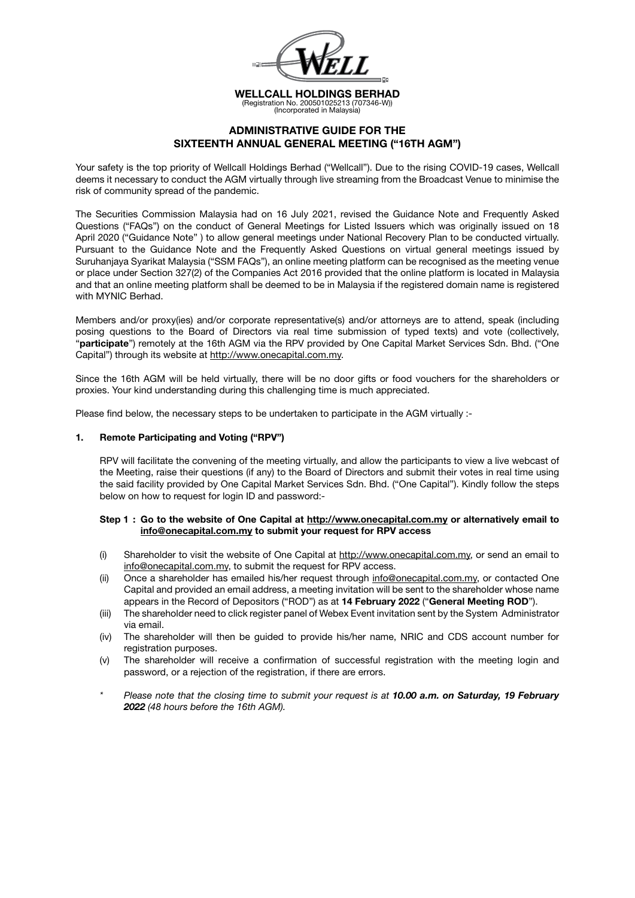**WELLCALL HOLDINGS BERHAD**
(Registration No. 200501025213 (707346-W))
(Incorporated in Malaysia)

# ADMINISTRATIVE GUIDE FOR THE SIXTEENTH ANNUAL GENERAL MEETING ("16TH AGM")

Your safety is the top priority of Wellcall Holdings Berhad ("Wellcall"). Due to the rising COVID-19 cases, Wellcall deems it necessary to conduct the AGM virtually through live streaming from the Broadcast Venue to minimise the risk of community spread of the pandemic.

The Securities Commission Malaysia had on 16 July 2021, revised the Guidance Note and Frequently Asked Questions ("FAQs") on the conduct of General Meetings for Listed Issuers which was originally issued on 18 April 2020 ("Guidance Note" ) to allow general meetings under National Recovery Plan to be conducted virtually. Pursuant to the Guidance Note and the Frequently Asked Questions on virtual general meetings issued by Suruhanjaya Syarikat Malaysia ("SSM FAQs"), an online meeting platform can be recognised as the meeting venue or place under Section 327(2) of the Companies Act 2016 provided that the online platform is located in Malaysia and that an online meeting platform shall be deemed to be in Malaysia if the registered domain name is registered with MYNIC Berhad.

Members and/or proxy(ies) and/or corporate representative(s) and/or attorneys are to attend, speak (including posing questions to the Board of Directors via real time submission of typed texts) and vote (collectively, "**participate**") remotely at the 16th AGM via the RPV provided by One Capital Market Services Sdn. Bhd. ("One Capital") through its website at http://www.onecapital.com.my.

Since the 16th AGM will be held virtually, there will be no door gifts or food vouchers for the shareholders or proxies. Your kind understanding during this challenging time is much appreciated.

Please find below, the necessary steps to be undertaken to participate in the AGM virtually :-

## 1. Remote Participating and Voting ("RPV")

RPV will facilitate the convening of the meeting virtually, and allow the participants to view a live webcast of the Meeting, raise their questions (if any) to the Board of Directors and submit their votes in real time using the said facility provided by One Capital Market Services Sdn. Bhd. ("One Capital"). Kindly follow the steps below on how to request for login ID and password:-

**Step 1 : Go to the website of One Capital at http://www.onecapital.com.my or alternatively email to info@onecapital.com.my to submit your request for RPV access**

(i) Shareholder to visit the website of One Capital at http://www.onecapital.com.my, or send an email to info@onecapital.com.my, to submit the request for RPV access.

(ii) Once a shareholder has emailed his/her request through info@onecapital.com.my, or contacted One Capital and provided an email address, a meeting invitation will be sent to the shareholder whose name appears in the Record of Depositors ("ROD") as at **14 February 2022** ("**General Meeting ROD**").

(iii) The shareholder need to click register panel of Webex Event invitation sent by the System Administrator via email.

(iv) The shareholder will then be guided to provide his/her name, NRIC and CDS account number for registration purposes.

(v) The shareholder will receive a confirmation of successful registration with the meeting login and password, or a rejection of the registration, if there are errors.

\* *Please note that the closing time to submit your request is at **10.00 a.m. on Saturday, 19 February 2022** (48 hours before the 16th AGM).*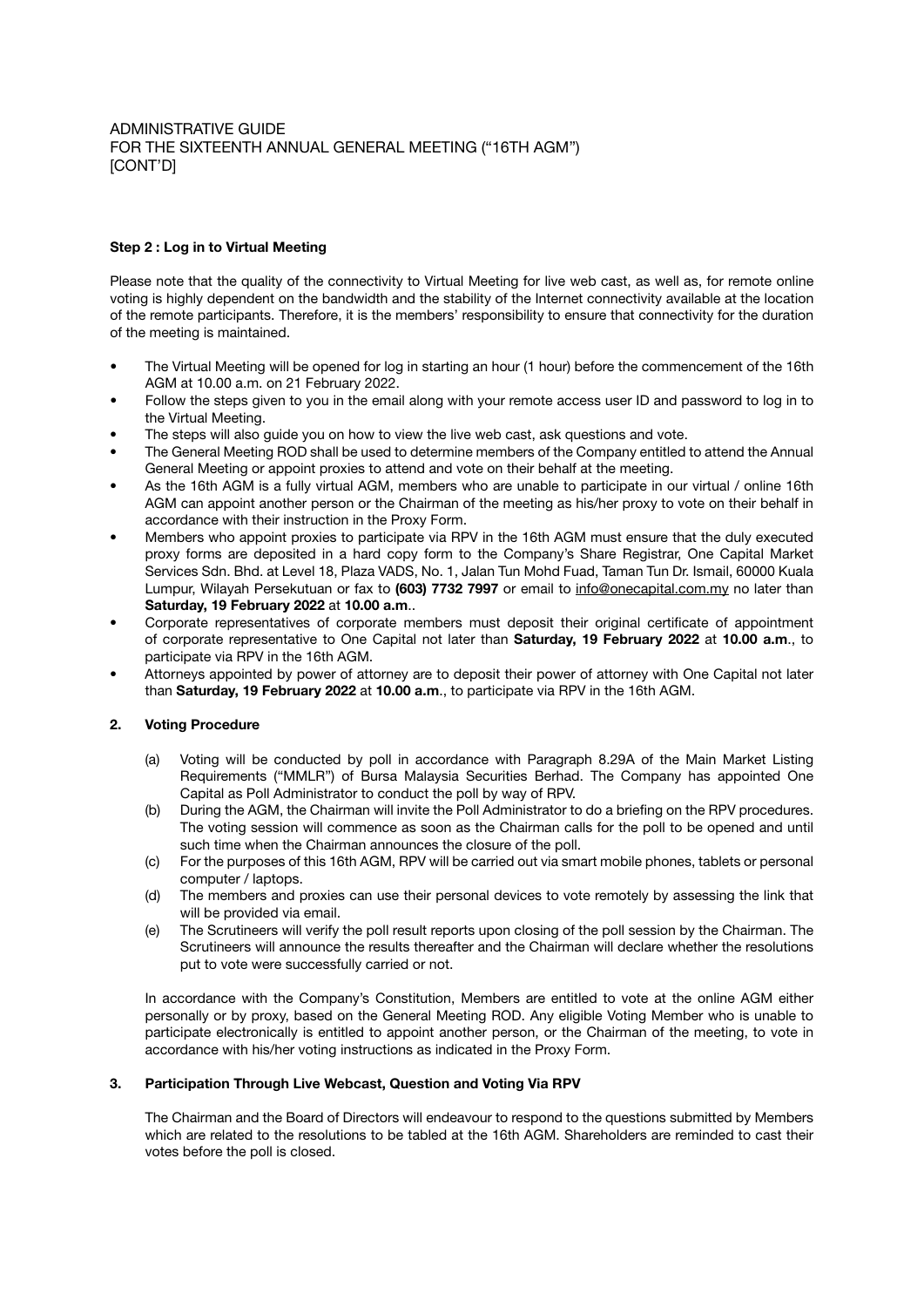ADMINISTRATIVE GUIDE
FOR THE SIXTEENTH ANNUAL GENERAL MEETING ("16TH AGM")
[CONT'D]

**Step 2 : Log in to Virtual Meeting**

Please note that the quality of the connectivity to Virtual Meeting for live web cast, as well as, for remote online voting is highly dependent on the bandwidth and the stability of the Internet connectivity available at the location of the remote participants. Therefore, it is the members' responsibility to ensure that connectivity for the duration of the meeting is maintained.

- The Virtual Meeting will be opened for log in starting an hour (1 hour) before the commencement of the 16th AGM at 10.00 a.m. on 21 February 2022.
- Follow the steps given to you in the email along with your remote access user ID and password to log in to the Virtual Meeting.
- The steps will also guide you on how to view the live web cast, ask questions and vote.
- The General Meeting ROD shall be used to determine members of the Company entitled to attend the Annual General Meeting or appoint proxies to attend and vote on their behalf at the meeting.
- As the 16th AGM is a fully virtual AGM, members who are unable to participate in our virtual / online 16th AGM can appoint another person or the Chairman of the meeting as his/her proxy to vote on their behalf in accordance with their instruction in the Proxy Form.
- Members who appoint proxies to participate via RPV in the 16th AGM must ensure that the duly executed proxy forms are deposited in a hard copy form to the Company's Share Registrar, One Capital Market Services Sdn. Bhd. at Level 18, Plaza VADS, No. 1, Jalan Tun Mohd Fuad, Taman Tun Dr. Ismail, 60000 Kuala Lumpur, Wilayah Persekutuan or fax to **(603) 7732 7997** or email to info@onecapital.com.my no later than **Saturday, 19 February 2022** at **10.00 a.m**..
- Corporate representatives of corporate members must deposit their original certificate of appointment of corporate representative to One Capital not later than **Saturday, 19 February 2022** at **10.00 a.m**., to participate via RPV in the 16th AGM.
- Attorneys appointed by power of attorney are to deposit their power of attorney with One Capital not later than **Saturday, 19 February 2022** at **10.00 a.m**., to participate via RPV in the 16th AGM.

**2. Voting Procedure**

(a) Voting will be conducted by poll in accordance with Paragraph 8.29A of the Main Market Listing Requirements ("MMLR") of Bursa Malaysia Securities Berhad. The Company has appointed One Capital as Poll Administrator to conduct the poll by way of RPV.

(b) During the AGM, the Chairman will invite the Poll Administrator to do a briefing on the RPV procedures. The voting session will commence as soon as the Chairman calls for the poll to be opened and until such time when the Chairman announces the closure of the poll.

(c) For the purposes of this 16th AGM, RPV will be carried out via smart mobile phones, tablets or personal computer / laptops.

(d) The members and proxies can use their personal devices to vote remotely by assessing the link that will be provided via email.

(e) The Scrutineers will verify the poll result reports upon closing of the poll session by the Chairman. The Scrutineers will announce the results thereafter and the Chairman will declare whether the resolutions put to vote were successfully carried or not.

In accordance with the Company's Constitution, Members are entitled to vote at the online AGM either personally or by proxy, based on the General Meeting ROD. Any eligible Voting Member who is unable to participate electronically is entitled to appoint another person, or the Chairman of the meeting, to vote in accordance with his/her voting instructions as indicated in the Proxy Form.

**3. Participation Through Live Webcast, Question and Voting Via RPV**

The Chairman and the Board of Directors will endeavour to respond to the questions submitted by Members which are related to the resolutions to be tabled at the 16th AGM. Shareholders are reminded to cast their votes before the poll is closed.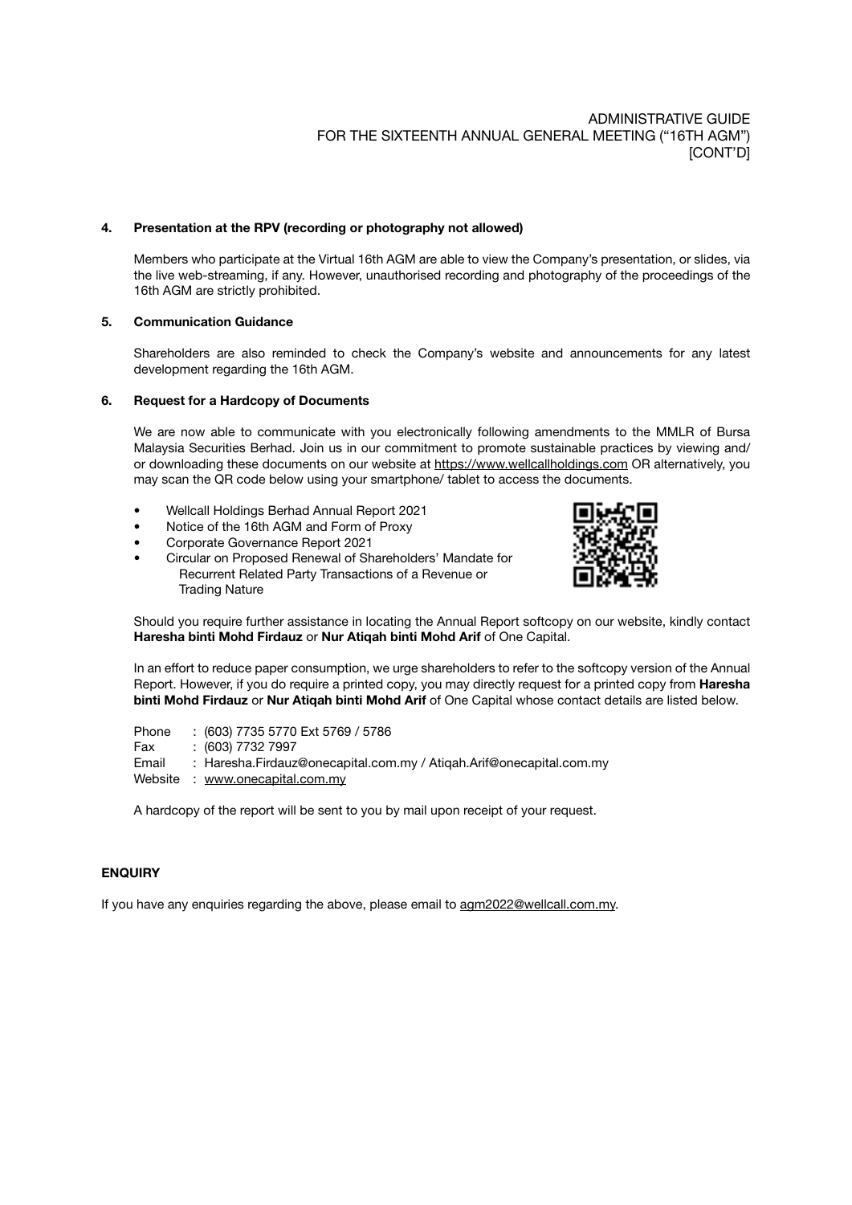### 4. Presentation at the RPV (recording or photography not allowed)

Members who participate at the Virtual 16th AGM are able to view the Company's presentation, or slides, via the live web-streaming, if any. However, unauthorised recording and photography of the proceedings of the 16th AGM are strictly prohibited.

### 5. Communication Guidance

Shareholders are also reminded to check the Company's website and announcements for any latest development regarding the 16th AGM.

### 6. Request for a Hardcopy of Documents

We are now able to communicate with you electronically following amendments to the MMLR of Bursa Malaysia Securities Berhad. Join us in our commitment to promote sustainable practices by viewing and/ or downloading these documents on our website at https://www.wellcallholdings.com OR alternatively, you may scan the QR code below using your smartphone/ tablet to access the documents.

- Wellcall Holdings Berhad Annual Report 2021
- Notice of the 16th AGM and Form of Proxy
- Corporate Governance Report 2021
- Circular on Proposed Renewal of Shareholders' Mandate for Recurrent Related Party Transactions of a Revenue or Trading Nature

Should you require further assistance in locating the Annual Report softcopy on our website, kindly contact **Haresha binti Mohd Firdauz** or **Nur Atiqah binti Mohd Arif** of One Capital.

In an effort to reduce paper consumption, we urge shareholders to refer to the softcopy version of the Annual Report. However, if you do require a printed copy, you may directly request for a printed copy from **Haresha binti Mohd Firdauz** or **Nur Atiqah binti Mohd Arif** of One Capital whose contact details are listed below.

Phone : (603) 7735 5770 Ext 5769 / 5786
Fax : (603) 7732 7997
Email : Haresha.Firdauz@onecapital.com.my / Atiqah.Arif@onecapital.com.my
Website : www.onecapital.com.my

A hardcopy of the report will be sent to you by mail upon receipt of your request.

## ENQUIRY

If you have any enquiries regarding the above, please email to agm2022@wellcall.com.my.